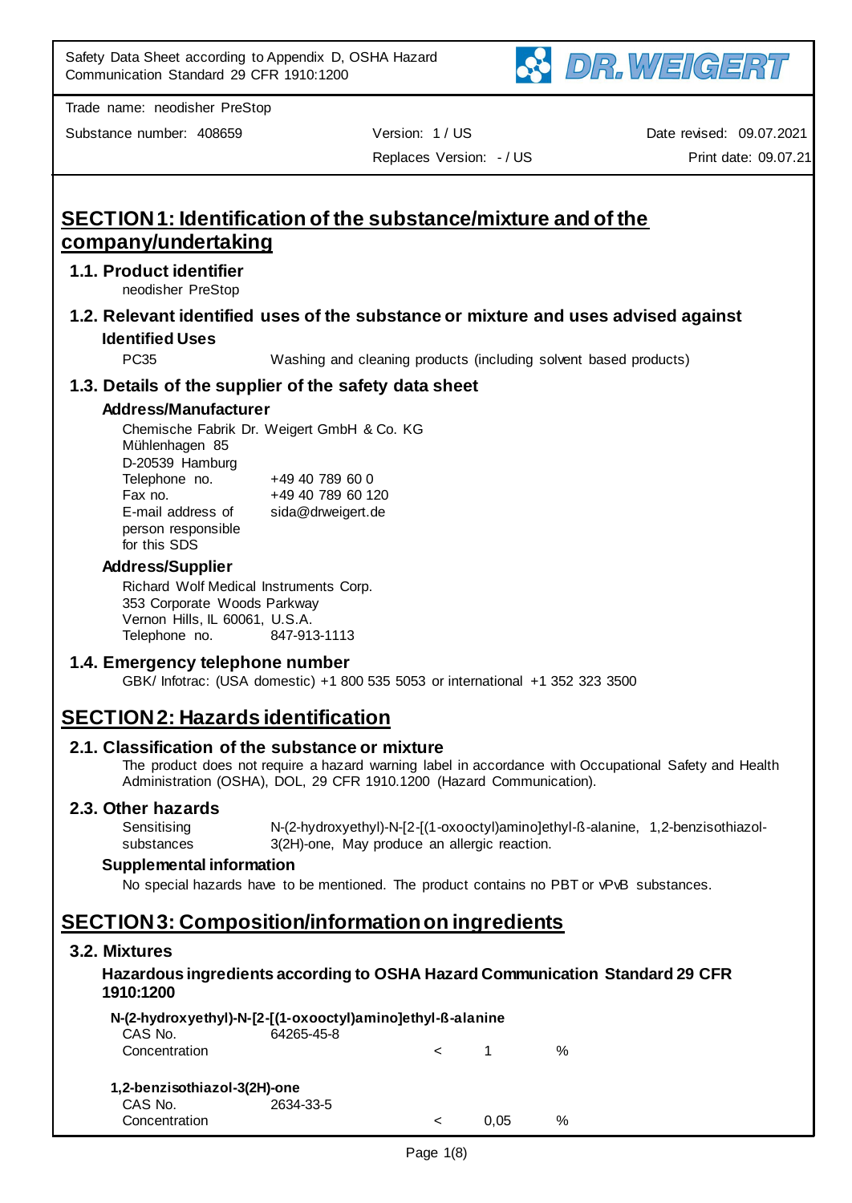Safety Data Sheet according to Appendix D, OSHA Hazard Communication Standard 29 CFR 1910:1200

Trade name: neodisher PreStop

Substance number: 408659 | Version: 1 / US | Date revised: 09.07.2021

Replaces Version: - / US | Print date: 09.07.21

# SECTION 1: Identification of the substance/mixture and of the company/undertaking

## 1.1. Product identifier

neodisher PreStop

## 1.2. Relevant identified uses of the substance or mixture and uses advised against

### Identified Uses

| | |
|---|---|
| PC35 | Washing and cleaning products (including solvent based products) |

## 1.3. Details of the supplier of the safety data sheet

### Address/Manufacturer

Chemische Fabrik Dr. Weigert GmbH & Co. KG
Mühlenhagen 85
D-20539 Hamburg

| | |
|---|---|
| Telephone no. | +49 40 789 60 0 |
| Fax no. | +49 40 789 60 120 |
| E-mail address of person responsible for this SDS | sida@drweigert.de |

### Address/Supplier

Richard Wolf Medical Instruments Corp.
353 Corporate Woods Parkway
Vernon Hills, IL 60061, U.S.A.

| | |
|---|---|
| Telephone no. | 847-913-1113 |

## 1.4. Emergency telephone number

GBK/ Infotrac: (USA domestic) +1 800 535 5053 or international +1 352 323 3500

# SECTION 2: Hazards identification

## 2.1. Classification of the substance or mixture

The product does not require a hazard warning label in accordance with Occupational Safety and Health Administration (OSHA), DOL, 29 CFR 1910.1200 (Hazard Communication).

## 2.3. Other hazards

| | |
|---|---|
| Sensitising substances | N-(2-hydroxyethyl)-N-[2-[(1-oxooctyl)amino]ethyl-ß-alanine, 1,2-benzisothiazol-3(2H)-one, May produce an allergic reaction. |

### Supplemental information

No special hazards have to be mentioned. The product contains no PBT or vPvB substances.

# SECTION 3: Composition/information on ingredients

## 3.2. Mixtures

### Hazardous ingredients according to OSHA Hazard Communication Standard 29 CFR 1910:1200

**N-(2-hydroxyethyl)-N-[2-[(1-oxooctyl)amino]ethyl-ß-alanine**

| | | | | |
|---|---|---|---|---|
| CAS No. | 64265-45-8 | | | |
| Concentration | | < | 1 | % |

**1,2-benzisothiazol-3(2H)-one**

| | | | | |
|---|---|---|---|---|
| CAS No. | 2634-33-5 | | | |
| Concentration | | < | 0,05 | % |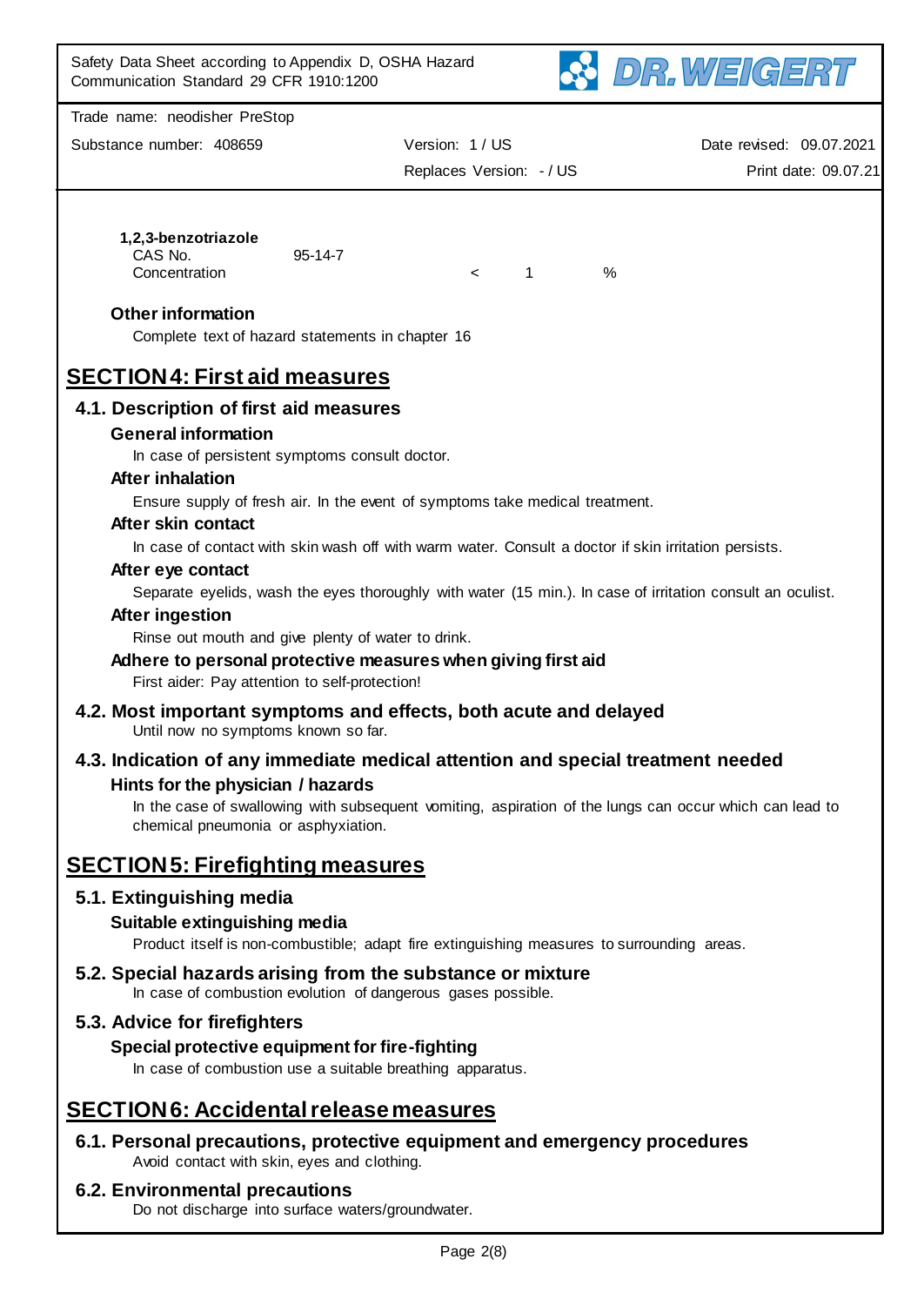**1,2,3-benzotriazole**

| | | |
|---|---|---|
| CAS No. | 95-14-7 | |
| Concentration | | < 1 % |

### Other information

Complete text of hazard statements in chapter 16

# SECTION 4: First aid measures

## 4.1. Description of first aid measures

### General information

In case of persistent symptoms consult doctor.

### After inhalation

Ensure supply of fresh air. In the event of symptoms take medical treatment.

### After skin contact

In case of contact with skin wash off with warm water. Consult a doctor if skin irritation persists.

### After eye contact

Separate eyelids, wash the eyes thoroughly with water (15 min.). In case of irritation consult an oculist.

### After ingestion

Rinse out mouth and give plenty of water to drink.

### Adhere to personal protective measures when giving first aid

First aider: Pay attention to self-protection!

## 4.2. Most important symptoms and effects, both acute and delayed

Until now no symptoms known so far.

## 4.3. Indication of any immediate medical attention and special treatment needed

### Hints for the physician / hazards

In the case of swallowing with subsequent vomiting, aspiration of the lungs can occur which can lead to chemical pneumonia or asphyxiation.

# SECTION 5: Firefighting measures

## 5.1. Extinguishing media

### Suitable extinguishing media

Product itself is non-combustible; adapt fire extinguishing measures to surrounding areas.

## 5.2. Special hazards arising from the substance or mixture

In case of combustion evolution of dangerous gases possible.

## 5.3. Advice for firefighters

### Special protective equipment for fire-fighting

In case of combustion use a suitable breathing apparatus.

# SECTION 6: Accidental release measures

## 6.1. Personal precautions, protective equipment and emergency procedures

Avoid contact with skin, eyes and clothing.

## 6.2. Environmental precautions

Do not discharge into surface waters/groundwater.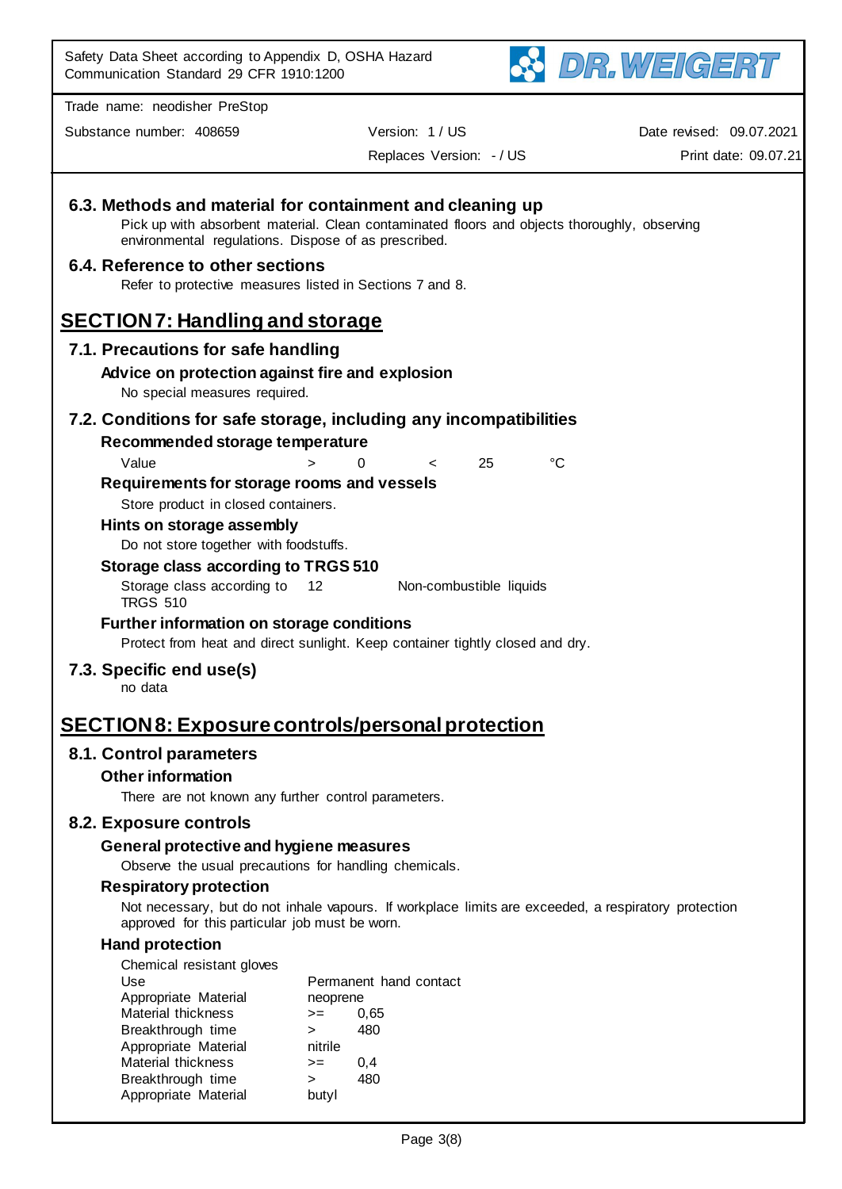### 6.3. Methods and material for containment and cleaning up

Pick up with absorbent material. Clean contaminated floors and objects thoroughly, observing environmental regulations. Dispose of as prescribed.

### 6.4. Reference to other sections

Refer to protective measures listed in Sections 7 and 8.

## SECTION 7: Handling and storage

### 7.1. Precautions for safe handling

**Advice on protection against fire and explosion**

No special measures required.

### 7.2. Conditions for safe storage, including any incompatibilities

**Recommended storage temperature**

| Value | > | 0 | < | 25 | °C |
|---|---|---|---|---|---|

**Requirements for storage rooms and vessels**

Store product in closed containers.

**Hints on storage assembly**

Do not store together with foodstuffs.

**Storage class according to TRGS 510**

| Storage class according to TRGS 510 | 12 | Non-combustible liquids |
|---|---|---|

**Further information on storage conditions**

Protect from heat and direct sunlight. Keep container tightly closed and dry.

### 7.3. Specific end use(s)

no data

## SECTION 8: Exposure controls/personal protection

### 8.1. Control parameters

**Other information**

There are not known any further control parameters.

### 8.2. Exposure controls

**General protective and hygiene measures**

Observe the usual precautions for handling chemicals.

**Respiratory protection**

Not necessary, but do not inhale vapours. If workplace limits are exceeded, a respiratory protection approved for this particular job must be worn.

**Hand protection**

Chemical resistant gloves

| | | |
|---|---|---|
| Use | Permanent hand contact | |
| Appropriate Material | neoprene | |
| Material thickness | >= | 0,65 |
| Breakthrough time | > | 480 |
| Appropriate Material | nitrile | |
| Material thickness | >= | 0,4 |
| Breakthrough time | > | 480 |
| Appropriate Material | butyl | |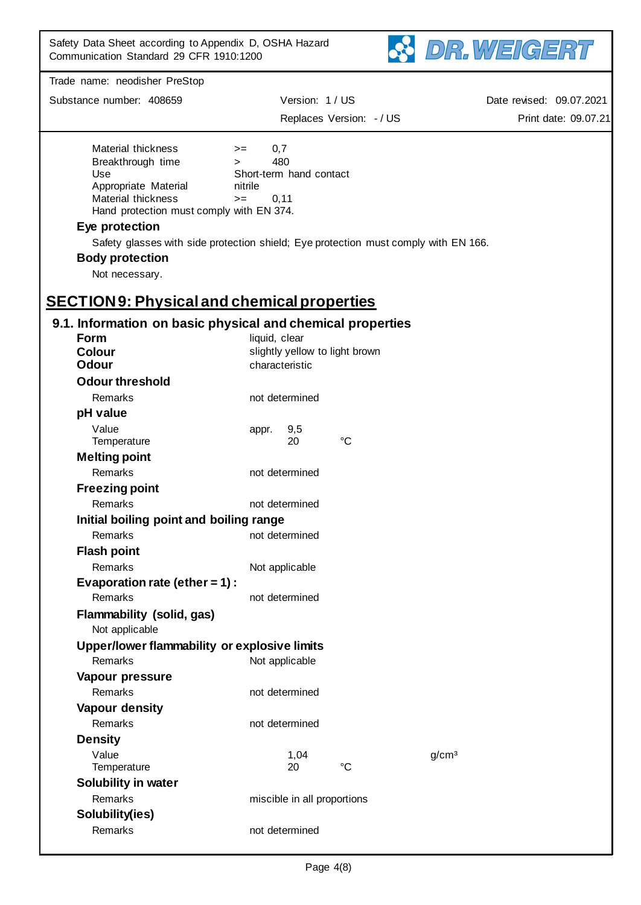| | | |
|---|---|---|
| Material thickness | >= | 0,7 |
| Breakthrough time | > | 480 |
| Use | Short-term hand contact | |
| Appropriate Material | nitrile | |
| Material thickness | >= | 0,11 |

Hand protection must comply with EN 374.

**Eye protection**

Safety glasses with side protection shield; Eye protection must comply with EN 166.

**Body protection**

Not necessary.

# SECTION 9: Physical and chemical properties

## 9.1. Information on basic physical and chemical properties

**Form** liquid, clear

**Colour** slightly yellow to light brown

**Odour** characteristic

**Odour threshold**

Remarks: not determined

**pH value**

Value: appr. 9,5
Temperature: 20 °C

**Melting point**

Remarks: not determined

**Freezing point**

Remarks: not determined

**Initial boiling point and boiling range**

Remarks: not determined

**Flash point**

Remarks: Not applicable

**Evaporation rate (ether = 1) :**

Remarks: not determined

**Flammability (solid, gas)**

Not applicable

**Upper/lower flammability or explosive limits**

Remarks: Not applicable

**Vapour pressure**

Remarks: not determined

**Vapour density**

Remarks: not determined

**Density**

Value: 1,04 g/cm³
Temperature: 20 °C

**Solubility in water**

Remarks: miscible in all proportions

**Solubility(ies)**

Remarks: not determined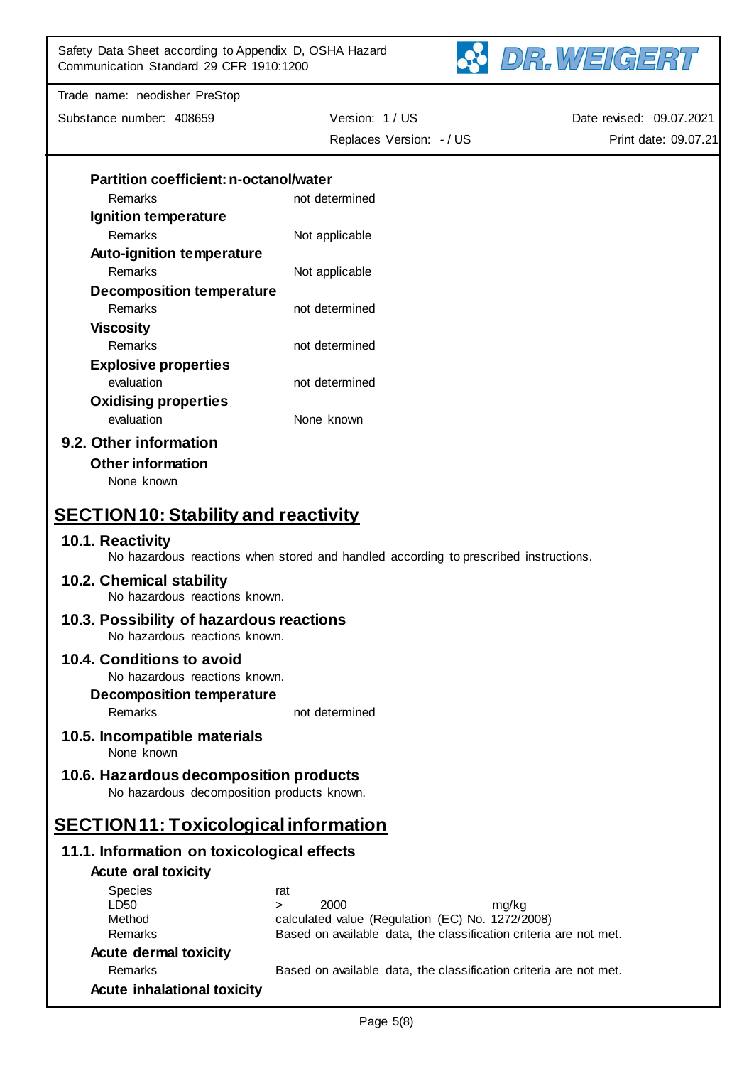**Partition coefficient: n-octanol/water**

| | |
|---|---|
| Remarks | not determined |

**Ignition temperature**

| | |
|---|---|
| Remarks | Not applicable |

**Auto-ignition temperature**

| | |
|---|---|
| Remarks | Not applicable |

**Decomposition temperature**

| | |
|---|---|
| Remarks | not determined |

**Viscosity**

| | |
|---|---|
| Remarks | not determined |

**Explosive properties**

| | |
|---|---|
| evaluation | not determined |

**Oxidising properties**

| | |
|---|---|
| evaluation | None known |

### 9.2. Other information

**Other information**

None known

## SECTION 10: Stability and reactivity

### 10.1. Reactivity

No hazardous reactions when stored and handled according to prescribed instructions.

### 10.2. Chemical stability

No hazardous reactions known.

### 10.3. Possibility of hazardous reactions

No hazardous reactions known.

### 10.4. Conditions to avoid

No hazardous reactions known.

**Decomposition temperature**

| | |
|---|---|
| Remarks | not determined |

### 10.5. Incompatible materials

None known

### 10.6. Hazardous decomposition products

No hazardous decomposition products known.

## SECTION 11: Toxicological information

### 11.1. Information on toxicological effects

**Acute oral toxicity**

| | |
|---|---|
| Species | rat |
| LD50 | > 2000 mg/kg |
| Method | calculated value (Regulation (EC) No. 1272/2008) |
| Remarks | Based on available data, the classification criteria are not met. |

**Acute dermal toxicity**

| | |
|---|---|
| Remarks | Based on available data, the classification criteria are not met. |

**Acute inhalational toxicity**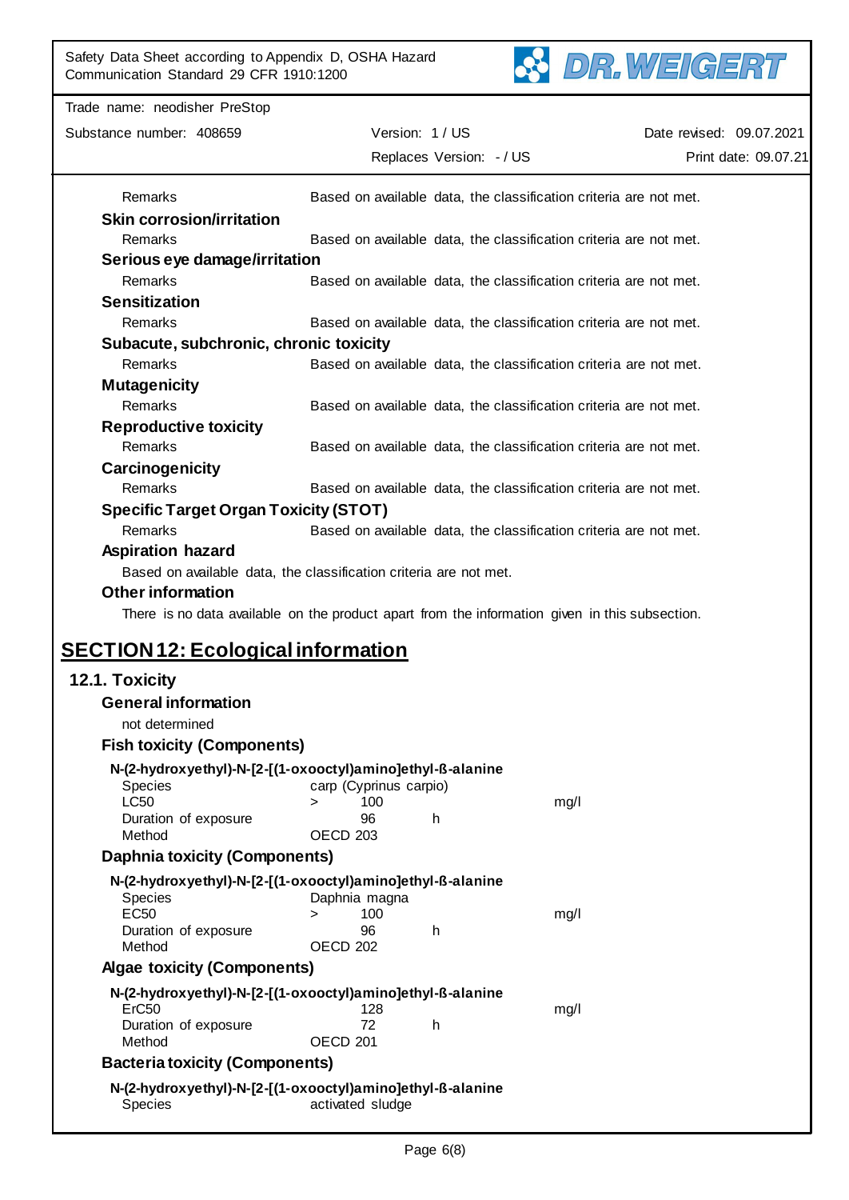| | |
|---|---|
| Remarks | Based on available data, the classification criteria are not met. |

**Skin corrosion/irritation**

| | |
|---|---|
| Remarks | Based on available data, the classification criteria are not met. |

**Serious eye damage/irritation**

| | |
|---|---|
| Remarks | Based on available data, the classification criteria are not met. |

**Sensitization**

| | |
|---|---|
| Remarks | Based on available data, the classification criteria are not met. |

**Subacute, subchronic, chronic toxicity**

| | |
|---|---|
| Remarks | Based on available data, the classification criteria are not met. |

**Mutagenicity**

| | |
|---|---|
| Remarks | Based on available data, the classification criteria are not met. |

**Reproductive toxicity**

| | |
|---|---|
| Remarks | Based on available data, the classification criteria are not met. |

**Carcinogenicity**

| | |
|---|---|
| Remarks | Based on available data, the classification criteria are not met. |

**Specific Target Organ Toxicity (STOT)**

| | |
|---|---|
| Remarks | Based on available data, the classification criteria are not met. |

**Aspiration hazard**

Based on available data, the classification criteria are not met.

**Other information**

There is no data available on the product apart from the information given in this subsection.

## SECTION 12: Ecological information

### 12.1. Toxicity

**General information**

not determined

**Fish toxicity (Components)**

**N-(2-hydroxyethyl)-N-[2-[(1-oxooctyl)amino]ethyl-ß-alanine**

| | | | | |
|---|---|---|---|---|
| Species | carp (Cyprinus carpio) | | | |
| LC50 | > | 100 | | mg/l |
| Duration of exposure | | 96 | h | |
| Method | OECD 203 | | | |

**Daphnia toxicity (Components)**

**N-(2-hydroxyethyl)-N-[2-[(1-oxooctyl)amino]ethyl-ß-alanine**

| | | | | |
|---|---|---|---|---|
| Species | Daphnia magna | | | |
| EC50 | > | 100 | | mg/l |
| Duration of exposure | | 96 | h | |
| Method | OECD 202 | | | |

**Algae toxicity (Components)**

**N-(2-hydroxyethyl)-N-[2-[(1-oxooctyl)amino]ethyl-ß-alanine**

| | | | |
|---|---|---|---|
| ErC50 | 128 | | mg/l |
| Duration of exposure | 72 | h | |
| Method | OECD 201 | | |

**Bacteria toxicity (Components)**

**N-(2-hydroxyethyl)-N-[2-[(1-oxooctyl)amino]ethyl-ß-alanine**

| | |
|---|---|
| Species | activated sludge |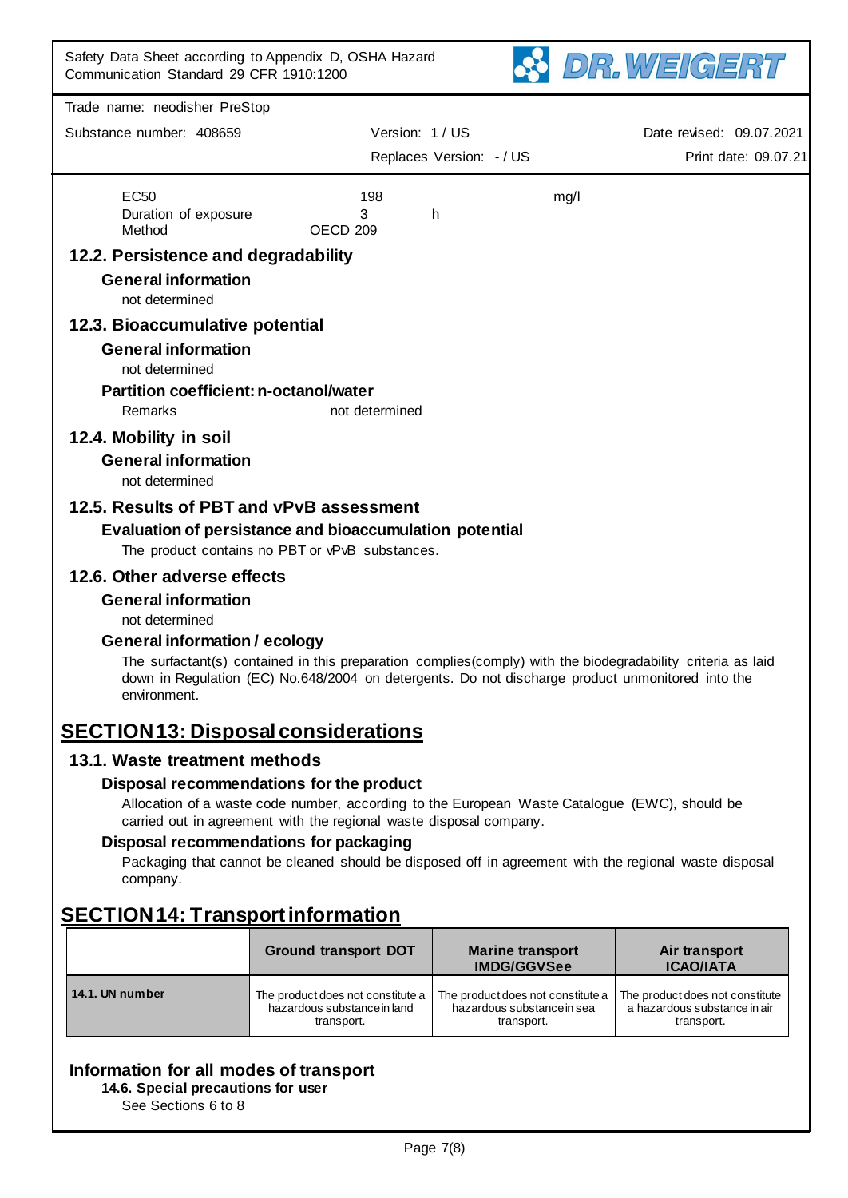| | | | |
|---|---|---|---|
| EC50 | 198 | | mg/l |
| Duration of exposure | 3 | h | |
| Method | OECD 209 | | |

## 12.2. Persistence and degradability

### General information

not determined

## 12.3. Bioaccumulative potential

### General information

not determined

### Partition coefficient: n-octanol/water

Remarks not determined

## 12.4. Mobility in soil

### General information

not determined

## 12.5. Results of PBT and vPvB assessment

### Evaluation of persistance and bioaccumulation potential

The product contains no PBT or vPvB substances.

## 12.6. Other adverse effects

### General information

not determined

### General information / ecology

The surfactant(s) contained in this preparation complies(comply) with the biodegradability criteria as laid down in Regulation (EC) No.648/2004 on detergents. Do not discharge product unmonitored into the environment.

# SECTION 13: Disposal considerations

## 13.1. Waste treatment methods

### Disposal recommendations for the product

Allocation of a waste code number, according to the European Waste Catalogue (EWC), should be carried out in agreement with the regional waste disposal company.

### Disposal recommendations for packaging

Packaging that cannot be cleaned should be disposed off in agreement with the regional waste disposal company.

# SECTION 14: Transport information

| | Ground transport DOT | Marine transport IMDG/GGVSee | Air transport ICAO/IATA |
|---|---|---|---|
| 14.1. UN number | The product does not constitute a hazardous substance in land transport. | The product does not constitute a hazardous substance in sea transport. | The product does not constitute a hazardous substance in air transport. |

## Information for all modes of transport

### 14.6. Special precautions for user

See Sections 6 to 8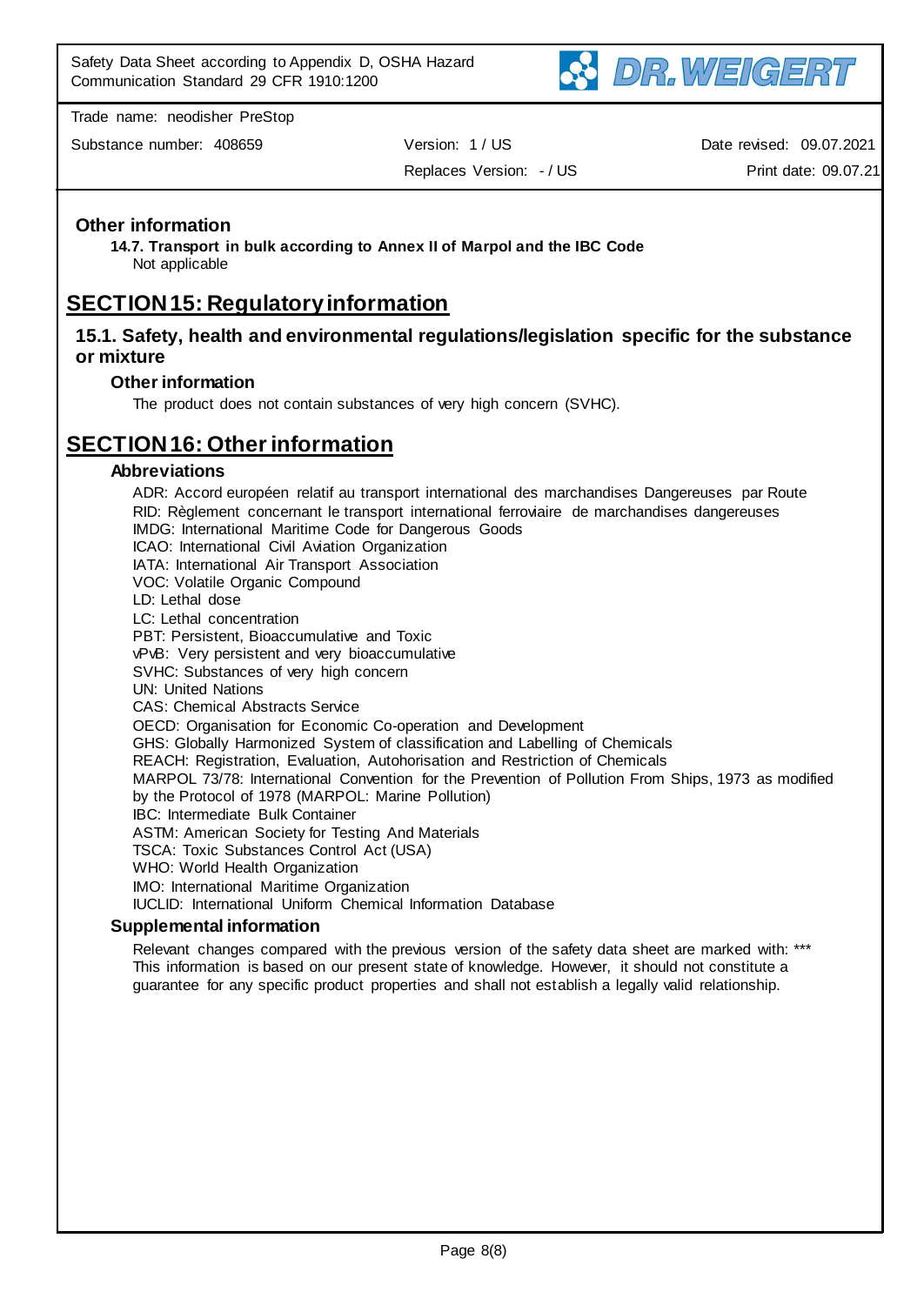### Other information

**14.7. Transport in bulk according to Annex II of Marpol and the IBC Code**

Not applicable

# SECTION 15: Regulatory information

## 15.1. Safety, health and environmental regulations/legislation specific for the substance or mixture

### Other information

The product does not contain substances of very high concern (SVHC).

# SECTION 16: Other information

### Abbreviations

ADR: Accord européen relatif au transport international des marchandises Dangereuses par Route
RID: Règlement concernant le transport international ferroviaire de marchandises dangereuses
IMDG: International Maritime Code for Dangerous Goods
ICAO: International Civil Aviation Organization
IATA: International Air Transport Association
VOC: Volatile Organic Compound
LD: Lethal dose
LC: Lethal concentration
PBT: Persistent, Bioaccumulative and Toxic
vPvB: Very persistent and very bioaccumulative
SVHC: Substances of very high concern
UN: United Nations
CAS: Chemical Abstracts Service
OECD: Organisation for Economic Co-operation and Development
GHS: Globally Harmonized System of classification and Labelling of Chemicals
REACH: Registration, Evaluation, Autohorisation and Restriction of Chemicals
MARPOL 73/78: International Convention for the Prevention of Pollution From Ships, 1973 as modified by the Protocol of 1978 (MARPOL: Marine Pollution)
IBC: Intermediate Bulk Container
ASTM: American Society for Testing And Materials
TSCA: Toxic Substances Control Act (USA)
WHO: World Health Organization
IMO: International Maritime Organization
IUCLID: International Uniform Chemical Information Database

### Supplemental information

Relevant changes compared with the previous version of the safety data sheet are marked with: ***
This information is based on our present state of knowledge. However, it should not constitute a guarantee for any specific product properties and shall not establish a legally valid relationship.